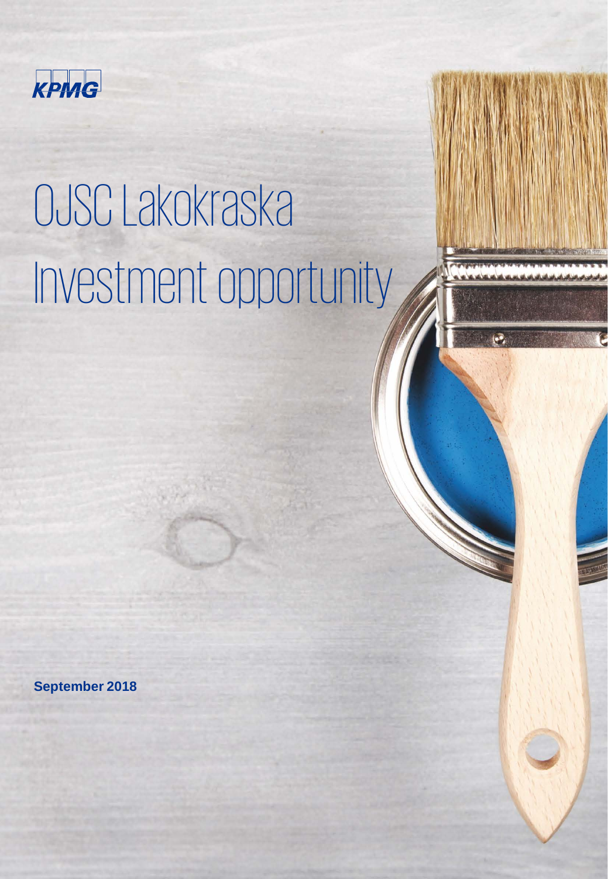KPMG

# OJSC Lakokraska
# Investment opportunity

**September 2018**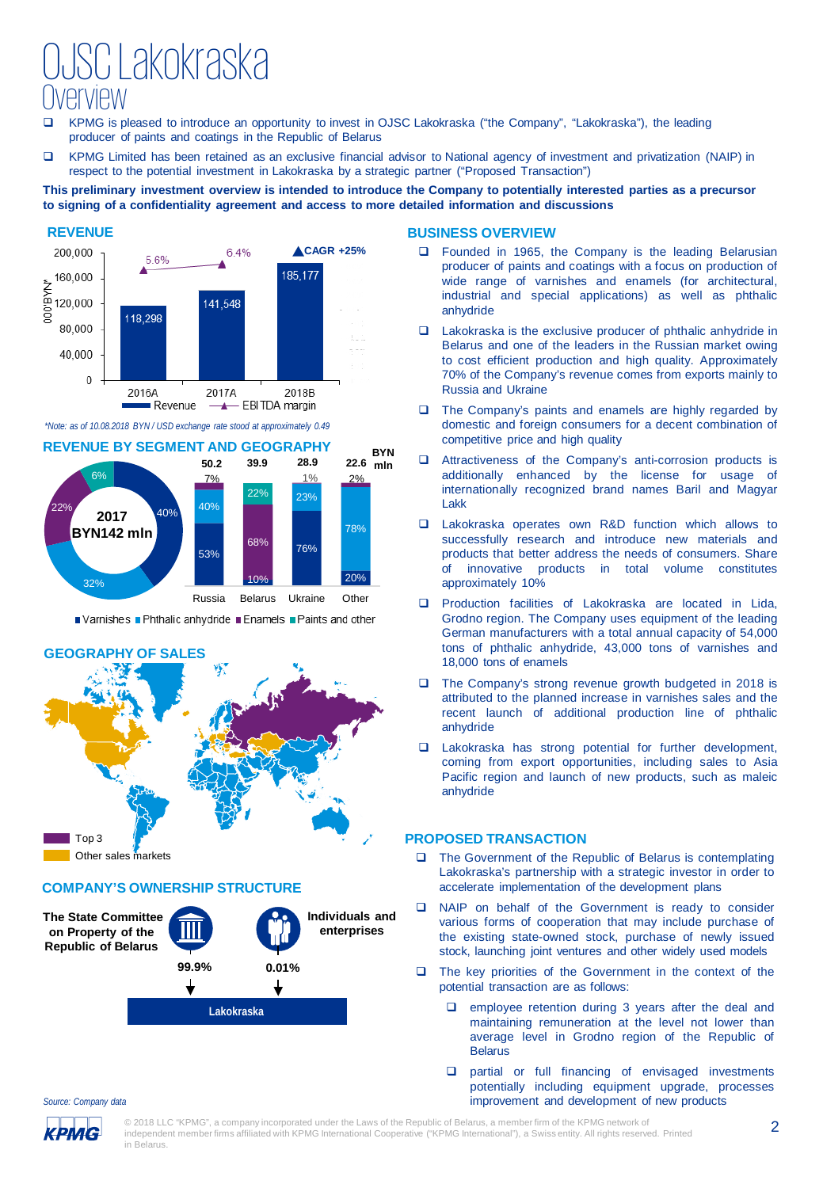# OJSC Lakokraska

## Overview

- KPMG is pleased to introduce an opportunity to invest in OJSC Lakokraska ("the Company", "Lakokraska"), the leading producer of paints and coatings in the Republic of Belarus
- KPMG Limited has been retained as an exclusive financial advisor to National agency of investment and privatization (NAIP) in respect to the potential investment in Lakokraska by a strategic partner ("Proposed Transaction")

**This preliminary investment overview is intended to introduce the Company to potentially interested parties as a precursor to signing of a confidentiality agreement and access to more detailed information and discussions**

### REVENUE

| | 2016A | 2017A | 2018B |
|---|---|---|---|
| Revenue ('000 BYN) | 118,298 | 141,548 | 185,177 |
| EBITDA margin | 5.6% | 6.4% | |

CAGR +25%

*\*Note: as of 10.08.2018 BYN / USD exchange rate stood at approximately 0.49*

### REVENUE BY SEGMENT AND GEOGRAPHY

2017 BYN142 mln: Varnishes 40%, Phthalic anhydride 32%, Enamels 22%, Paints and other 6%

| BYN mln | Russia | Belarus | Ukraine | Other |
|---|---|---|---|---|
| Total | 50.2 | 39.9 | 28.9 | 22.6 |
| Varnishes | 53% | 10% | 76% | 20% |
| Phthalic anhydride | 40% | | 23% | 78% |
| Enamels | 7% | 68% | 1% | 2% |
| Paints and other | | 22% | | |

### GEOGRAPHY OF SALES

- Top 3
- Other sales markets

### COMPANY'S OWNERSHIP STRUCTURE

- The State Committee on Property of the Republic of Belarus – 99.9%
- Individuals and enterprises – 0.01%

→ Lakokraska

*Source: Company data*

### BUSINESS OVERVIEW

- Founded in 1965, the Company is the leading Belarusian producer of paints and coatings with a focus on production of wide range of varnishes and enamels (for architectural, industrial and special applications) as well as phthalic anhydride
- Lakokraska is the exclusive producer of phthalic anhydride in Belarus and one of the leaders in the Russian market owing to cost efficient production and high quality. Approximately 70% of the Company's revenue comes from exports mainly to Russia and Ukraine
- The Company's paints and enamels are highly regarded by domestic and foreign consumers for a decent combination of competitive price and high quality
- Attractiveness of the Company's anti-corrosion products is additionally enhanced by the license for usage of internationally recognized brand names Baril and Magyar Lakk
- Lakokraska operates own R&D function which allows to successfully research and introduce new materials and products that better address the needs of consumers. Share of innovative products in total volume constitutes approximately 10%
- Production facilities of Lakokraska are located in Lida, Grodno region. The Company uses equipment of the leading German manufacturers with a total annual capacity of 54,000 tons of phthalic anhydride, 43,000 tons of varnishes and 18,000 tons of enamels
- The Company's strong revenue growth budgeted in 2018 is attributed to the planned increase in varnishes sales and the recent launch of additional production line of phthalic anhydride
- Lakokraska has strong potential for further development, coming from export opportunities, including sales to Asia Pacific region and launch of new products, such as maleic anhydride

### PROPOSED TRANSACTION

- The Government of the Republic of Belarus is contemplating Lakokraska's partnership with a strategic investor in order to accelerate implementation of the development plans
- NAIP on behalf of the Government is ready to consider various forms of cooperation that may include purchase of the existing state-owned stock, purchase of newly issued stock, launching joint ventures and other widely used models
- The key priorities of the Government in the context of the potential transaction are as follows:
  - employee retention during 3 years after the deal and maintaining remuneration at the level not lower than average level in Grodno region of the Republic of Belarus
  - partial or full financing of envisaged investments potentially including equipment upgrade, processes improvement and development of new products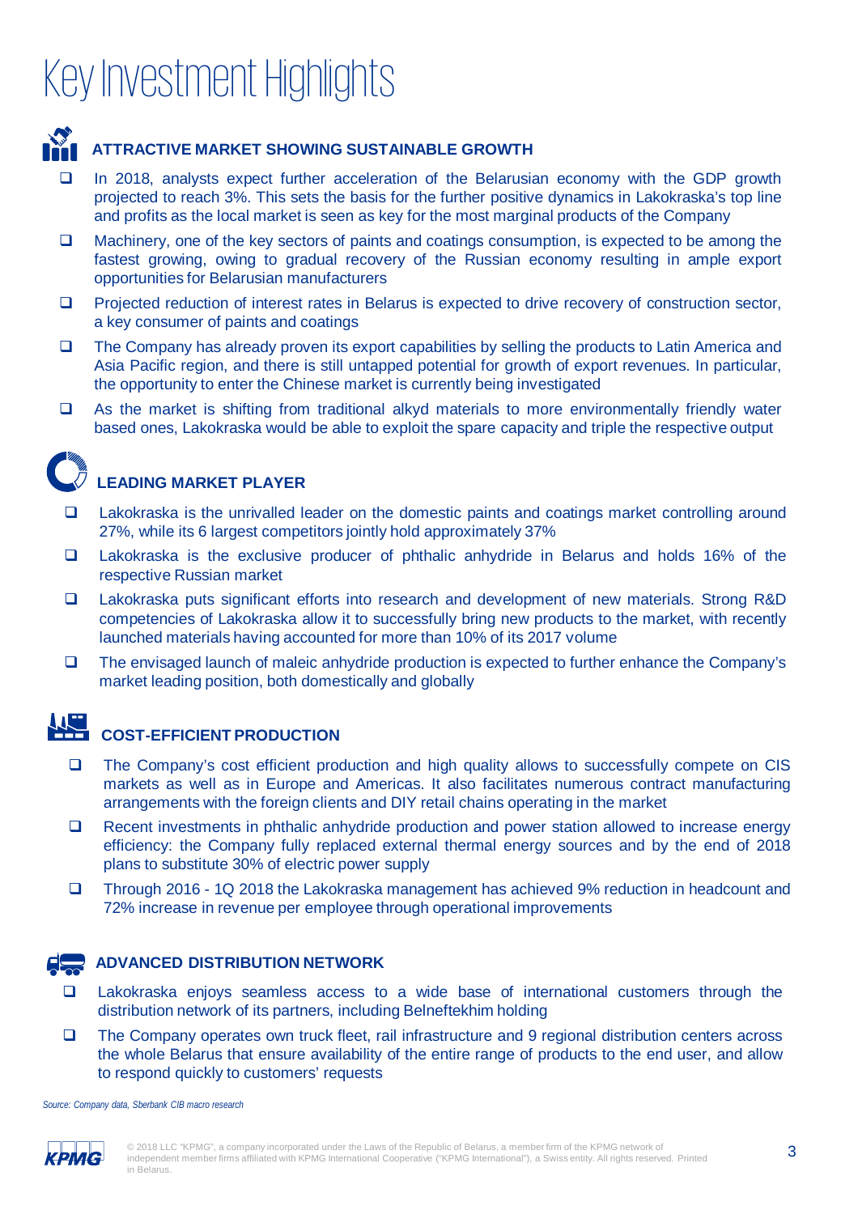# Key Investment Highlights

## ATTRACTIVE MARKET SHOWING SUSTAINABLE GROWTH

- In 2018, analysts expect further acceleration of the Belarusian economy with the GDP growth projected to reach 3%. This sets the basis for the further positive dynamics in Lakokraska's top line and profits as the local market is seen as key for the most marginal products of the Company
- Machinery, one of the key sectors of paints and coatings consumption, is expected to be among the fastest growing, owing to gradual recovery of the Russian economy resulting in ample export opportunities for Belarusian manufacturers
- Projected reduction of interest rates in Belarus is expected to drive recovery of construction sector, a key consumer of paints and coatings
- The Company has already proven its export capabilities by selling the products to Latin America and Asia Pacific region, and there is still untapped potential for growth of export revenues. In particular, the opportunity to enter the Chinese market is currently being investigated
- As the market is shifting from traditional alkyd materials to more environmentally friendly water based ones, Lakokraska would be able to exploit the spare capacity and triple the respective output

## LEADING MARKET PLAYER

- Lakokraska is the unrivalled leader on the domestic paints and coatings market controlling around 27%, while its 6 largest competitors jointly hold approximately 37%
- Lakokraska is the exclusive producer of phthalic anhydride in Belarus and holds 16% of the respective Russian market
- Lakokraska puts significant efforts into research and development of new materials. Strong R&D competencies of Lakokraska allow it to successfully bring new products to the market, with recently launched materials having accounted for more than 10% of its 2017 volume
- The envisaged launch of maleic anhydride production is expected to further enhance the Company's market leading position, both domestically and globally

## COST-EFFICIENT PRODUCTION

- The Company's cost efficient production and high quality allows to successfully compete on CIS markets as well as in Europe and Americas. It also facilitates numerous contract manufacturing arrangements with the foreign clients and DIY retail chains operating in the market
- Recent investments in phthalic anhydride production and power station allowed to increase energy efficiency: the Company fully replaced external thermal energy sources and by the end of 2018 plans to substitute 30% of electric power supply
- Through 2016 - 1Q 2018 the Lakokraska management has achieved 9% reduction in headcount and 72% increase in revenue per employee through operational improvements

## ADVANCED DISTRIBUTION NETWORK

- Lakokraska enjoys seamless access to a wide base of international customers through the distribution network of its partners, including Belneftekhim holding
- The Company operates own truck fleet, rail infrastructure and 9 regional distribution centers across the whole Belarus that ensure availability of the entire range of products to the end user, and allow to respond quickly to customers' requests

*Source: Company data, Sberbank CIB macro research*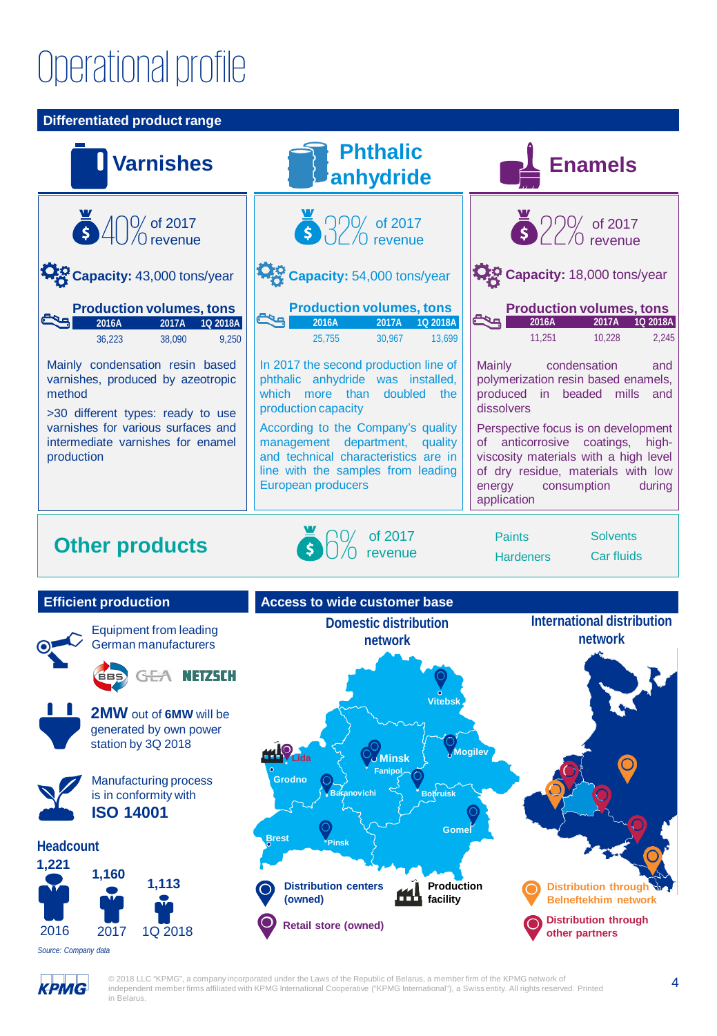# Operational profile

## Differentiated product range

### Varnishes

40% of 2017 revenue

**Capacity:** 43,000 tons/year

**Production volumes, tons**

| 2016A | 2017A | 1Q 2018A |
|---|---|---|
| 36,223 | 38,090 | 9,250 |

Mainly condensation resin based varnishes, produced by azeotropic method

>30 different types: ready to use varnishes for various surfaces and intermediate varnishes for enamel production

### Phthalic anhydride

32% of 2017 revenue

**Capacity:** 54,000 tons/year

**Production volumes, tons**

| 2016A | 2017A | 1Q 2018A |
|---|---|---|
| 25,755 | 30,967 | 13,699 |

In 2017 the second production line of phthalic anhydride was installed, which more than doubled the production capacity

According to the Company's quality management department, quality and technical characteristics are in line with the samples from leading European producers

### Enamels

22% of 2017 revenue

**Capacity:** 18,000 tons/year

**Production volumes, tons**

| 2016A | 2017A | 1Q 2018A |
|---|---|---|
| 11,251 | 10,228 | 2,245 |

Mainly condensation and polymerization resin based enamels, produced in beaded mills and dissolvers

Perspective focus is on development of anticorrosive coatings, high-viscosity materials with a high level of dry residue, materials with low energy consumption during application

### Other products

6% of 2017 revenue

- Paints
- Hardeners
- Solvents
- Car fluids

## Efficient production

Equipment from leading German manufacturers

BBS, GEA, NETZSCH

**2MW** out of **6MW** will be generated by own power station by 3Q 2018

Manufacturing process is in conformity with **ISO 14001**

**Headcount**

| 2016 | 2017 | 1Q 2018 |
|---|---|---|
| 1,221 | 1,160 | 1,113 |

*Source: Company data*

## Access to wide customer base

**Domestic distribution network**

Vitebsk, Lida, Minsk, Fanipol, Mogilev, Grodno, Baranovichi, Bobruisk, Gomel, Brest, Pinsk

**International distribution network**

- Distribution centers (owned)
- Production facility
- Retail store (owned)
- Distribution through Belneftekhim network
- Distribution through other partners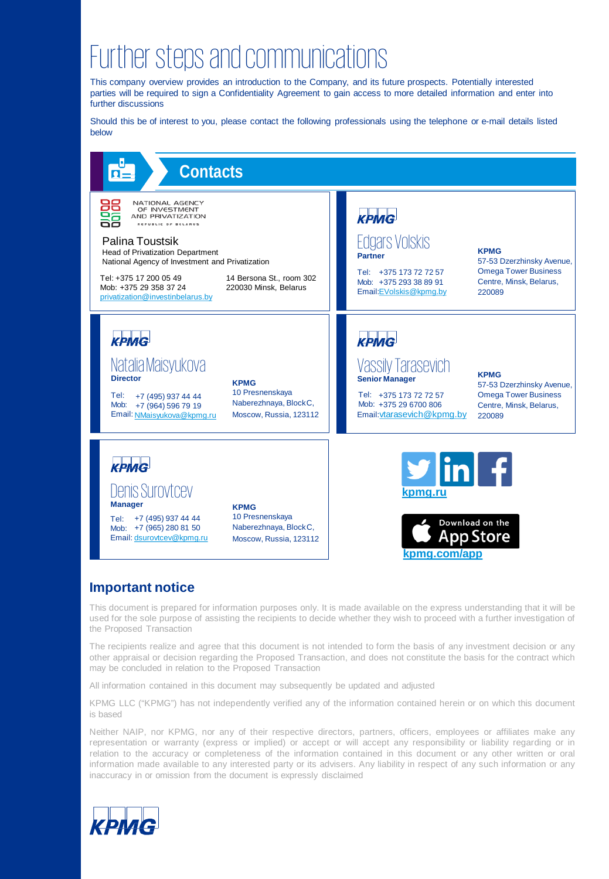# Further steps and communications

This company overview provides an introduction to the Company, and its future prospects. Potentially interested parties will be required to sign a Confidentiality Agreement to gain access to more detailed information and enter into further discussions

Should this be of interest to you, please contact the following professionals using the telephone or e-mail details listed below

## Contacts

NATIONAL AGENCY OF INVESTMENT AND PRIVATIZATION
REPUBLIC OF BELARUS

**Palina Toustsik**
Head of Privatization Department
National Agency of Investment and Privatization

Tel: +375 17 200 05 49
Mob: +375 29 358 37 24
privatization@investinbelarus.by

14 Bersona St., room 302
220030 Minsk, Belarus

---

KPMG

**Edgars Volskis**
**Partner**

Tel: +375 173 72 72 57
Mob: +375 293 38 89 91
Email: EVolskis@kpmg.by

**KPMG**
57-53 Dzerzhinsky Avenue, Omega Tower Business Centre, Minsk, Belarus, 220089

---

KPMG

**Natalia Maisyukova**
**Director**

Tel: +7 (495) 937 44 44
Mob: +7 (964) 596 79 19
Email: NMaisyukova@kpmg.ru

**KPMG**
10 Presnenskaya Naberezhnaya, Block C, Moscow, Russia, 123112

---

KPMG

**Vassily Tarasevich**
**Senior Manager**

Tel: +375 173 72 72 57
Mob: +375 29 6700 806
Email: vtarasevich@kpmg.by

**KPMG**
57-53 Dzerzhinsky Avenue, Omega Tower Business Centre, Minsk, Belarus, 220089

---

KPMG

**Denis Surovtcev**
**Manager**

Tel: +7 (495) 937 44 44
Mob: +7 (965) 280 81 50
Email: dsurovtcev@kpmg.ru

**KPMG**
10 Presnenskaya Naberezhnaya, Block C, Moscow, Russia, 123112

---

kpmg.ru

Download on the App Store
kpmg.com/app

## Important notice

This document is prepared for information purposes only. It is made available on the express understanding that it will be used for the sole purpose of assisting the recipients to decide whether they wish to proceed with a further investigation of the Proposed Transaction

The recipients realize and agree that this document is not intended to form the basis of any investment decision or any other appraisal or decision regarding the Proposed Transaction, and does not constitute the basis for the contract which may be concluded in relation to the Proposed Transaction

All information contained in this document may subsequently be updated and adjusted

KPMG LLC ("KPMG") has not independently verified any of the information contained herein or on which this document is based

Neither NAIP, nor KPMG, nor any of their respective directors, partners, officers, employees or affiliates make any representation or warranty (express or implied) or accept or will accept any responsibility or liability regarding or in relation to the accuracy or completeness of the information contained in this document or any other written or oral information made available to any interested party or its advisers. Any liability in respect of any such information or any inaccuracy in or omission from the document is expressly disclaimed

KPMG